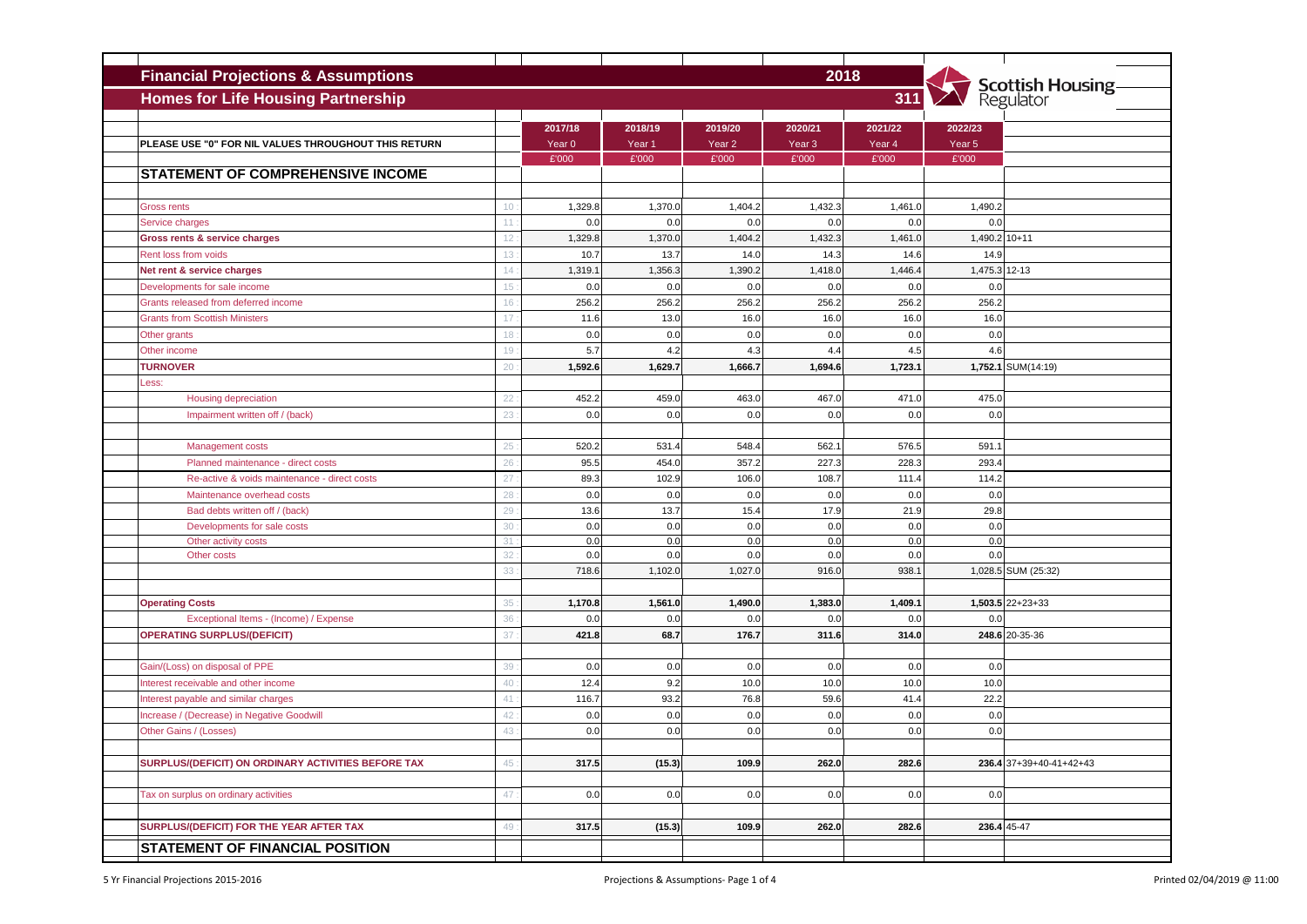# Financial Projections & Assumptions

## Homes for Life Housing Partnership

2018

311

Scottish Housing Regulator

| | | 2017/18 | 2018/19 | 2019/20 | 2020/21 | 2021/22 | 2022/23 | |
|---|---|---|---|---|---|---|---|---|
| **PLEASE USE "0" FOR NIL VALUES THROUGHOUT THIS RETURN** | | Year 0 | Year 1 | Year 2 | Year 3 | Year 4 | Year 5 | |
| | | £'000 | £'000 | £'000 | £'000 | £'000 | £'000 | |
| **STATEMENT OF COMPREHENSIVE INCOME** | | | | | | | | |
| Gross rents | 10 | 1,329.8 | 1,370.0 | 1,404.2 | 1,432.3 | 1,461.0 | 1,490.2 | |
| Service charges | 11 | 0.0 | 0.0 | 0.0 | 0.0 | 0.0 | 0.0 | |
| **Gross rents & service charges** | 12 | 1,329.8 | 1,370.0 | 1,404.2 | 1,432.3 | 1,461.0 | 1,490.2 | 10+11 |
| Rent loss from voids | 13 | 10.7 | 13.7 | 14.0 | 14.3 | 14.6 | 14.9 | |
| **Net rent & service charges** | 14 | 1,319.1 | 1,356.3 | 1,390.2 | 1,418.0 | 1,446.4 | 1,475.3 | 12-13 |
| Developments for sale income | 15 | 0.0 | 0.0 | 0.0 | 0.0 | 0.0 | 0.0 | |
| Grants released from deferred income | 16 | 256.2 | 256.2 | 256.2 | 256.2 | 256.2 | 256.2 | |
| Grants from Scottish Ministers | 17 | 11.6 | 13.0 | 16.0 | 16.0 | 16.0 | 16.0 | |
| Other grants | 18 | 0.0 | 0.0 | 0.0 | 0.0 | 0.0 | 0.0 | |
| Other income | 19 | 5.7 | 4.2 | 4.3 | 4.4 | 4.5 | 4.6 | |
| **TURNOVER** | 20 | **1,592.6** | **1,629.7** | **1,666.7** | **1,694.6** | **1,723.1** | **1,752.1** | SUM(14:19) |
| Less: | | | | | | | | |
| Housing depreciation | 22 | 452.2 | 459.0 | 463.0 | 467.0 | 471.0 | 475.0 | |
| Impairment written off / (back) | 23 | 0.0 | 0.0 | 0.0 | 0.0 | 0.0 | 0.0 | |
| Management costs | 25 | 520.2 | 531.4 | 548.4 | 562.1 | 576.5 | 591.1 | |
| Planned maintenance - direct costs | 26 | 95.5 | 454.0 | 357.2 | 227.3 | 228.3 | 293.4 | |
| Re-active & voids maintenance - direct costs | 27 | 89.3 | 102.9 | 106.0 | 108.7 | 111.4 | 114.2 | |
| Maintenance overhead costs | 28 | 0.0 | 0.0 | 0.0 | 0.0 | 0.0 | 0.0 | |
| Bad debts written off / (back) | 29 | 13.6 | 13.7 | 15.4 | 17.9 | 21.9 | 29.8 | |
| Developments for sale costs | 30 | 0.0 | 0.0 | 0.0 | 0.0 | 0.0 | 0.0 | |
| Other activity costs | 31 | 0.0 | 0.0 | 0.0 | 0.0 | 0.0 | 0.0 | |
| Other costs | 32 | 0.0 | 0.0 | 0.0 | 0.0 | 0.0 | 0.0 | |
| | 33 | 718.6 | 1,102.0 | 1,027.0 | 916.0 | 938.1 | 1,028.5 | SUM (25:32) |
| **Operating Costs** | 35 | **1,170.8** | **1,561.0** | **1,490.0** | **1,383.0** | **1,409.1** | **1,503.5** | 22+23+33 |
| Exceptional Items - (Income) / Expense | 36 | 0.0 | 0.0 | 0.0 | 0.0 | 0.0 | 0.0 | |
| **OPERATING SURPLUS/(DEFICIT)** | 37 | **421.8** | **68.7** | **176.7** | **311.6** | **314.0** | **248.6** | 20-35-36 |
| Gain/(Loss) on disposal of PPE | 39 | 0.0 | 0.0 | 0.0 | 0.0 | 0.0 | 0.0 | |
| Interest receivable and other income | 40 | 12.4 | 9.2 | 10.0 | 10.0 | 10.0 | 10.0 | |
| Interest payable and similar charges | 41 | 116.7 | 93.2 | 76.8 | 59.6 | 41.4 | 22.2 | |
| Increase / (Decrease) in Negative Goodwill | 42 | 0.0 | 0.0 | 0.0 | 0.0 | 0.0 | 0.0 | |
| Other Gains / (Losses) | 43 | 0.0 | 0.0 | 0.0 | 0.0 | 0.0 | 0.0 | |
| **SURPLUS/(DEFICIT) ON ORDINARY ACTIVITIES BEFORE TAX** | 45 | **317.5** | **(15.3)** | **109.9** | **262.0** | **282.6** | **236.4** | 37+39+40-41+42+43 |
| Tax on surplus on ordinary activities | 47 | 0.0 | 0.0 | 0.0 | 0.0 | 0.0 | 0.0 | |
| **SURPLUS/(DEFICIT) FOR THE YEAR AFTER TAX** | 49 | **317.5** | **(15.3)** | **109.9** | **262.0** | **282.6** | **236.4** | 45-47 |

**STATEMENT OF FINANCIAL POSITION**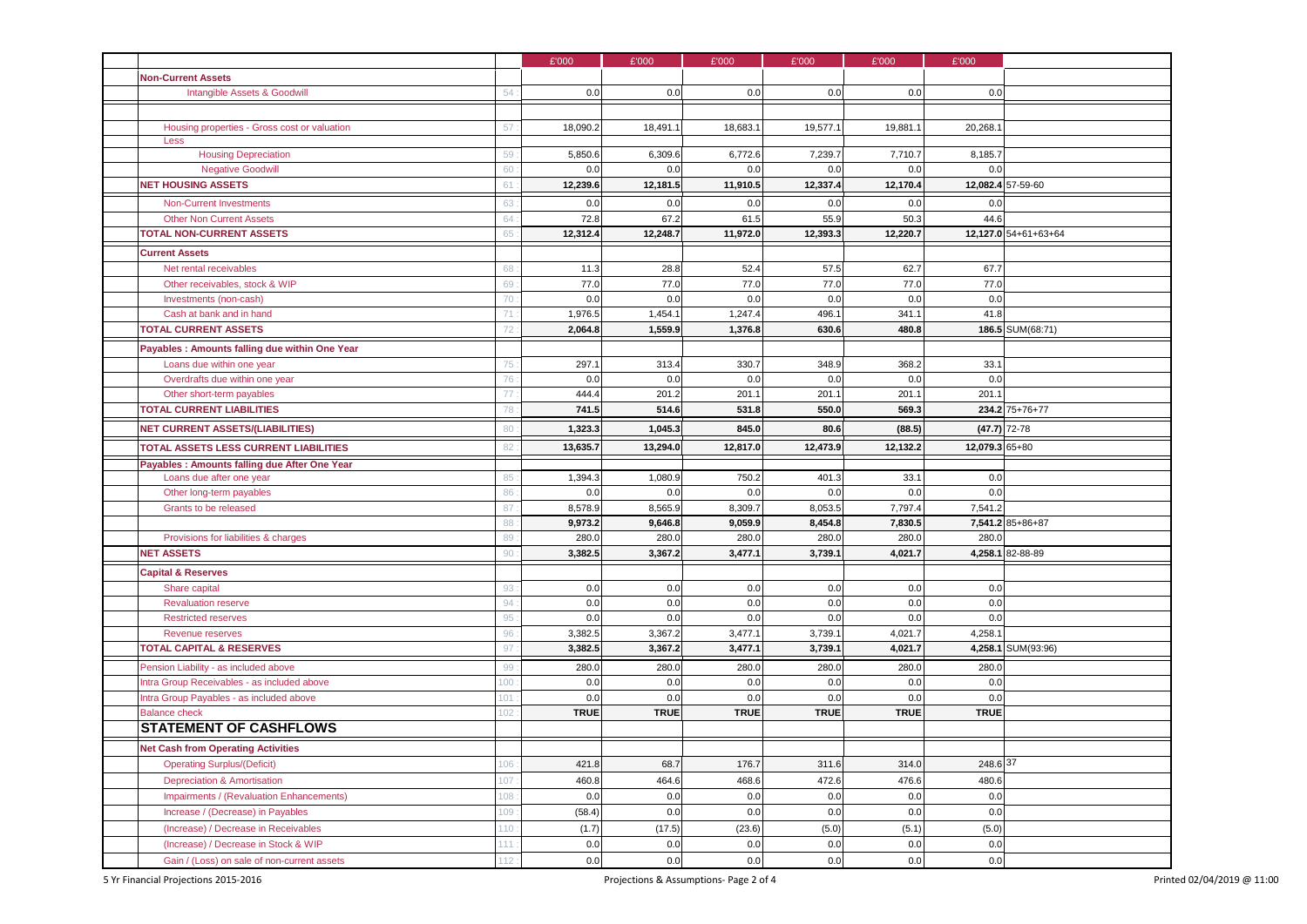| | | £'000 | £'000 | £'000 | £'000 | £'000 | £'000 | |
|---|---|---|---|---|---|---|---|---|
| **Non-Current Assets** | | | | | | | | |
| Intangible Assets & Goodwill | 54 | 0.0 | 0.0 | 0.0 | 0.0 | 0.0 | 0.0 | |
| Housing properties - Gross cost or valuation | 57 | 18,090.2 | 18,491.1 | 18,683.1 | 19,577.1 | 19,881.1 | 20,268.1 | |
| Less | | | | | | | | |
| Housing Depreciation | 59 | 5,850.6 | 6,309.6 | 6,772.6 | 7,239.7 | 7,710.7 | 8,185.7 | |
| Negative Goodwill | 60 | 0.0 | 0.0 | 0.0 | 0.0 | 0.0 | 0.0 | |
| **NET HOUSING ASSETS** | 61 | **12,239.6** | **12,181.5** | **11,910.5** | **12,337.4** | **12,170.4** | **12,082.4** | 57-59-60 |
| Non-Current Investments | 63 | 0.0 | 0.0 | 0.0 | 0.0 | 0.0 | 0.0 | |
| Other Non Current Assets | 64 | 72.8 | 67.2 | 61.5 | 55.9 | 50.3 | 44.6 | |
| **TOTAL NON-CURRENT ASSETS** | 65 | **12,312.4** | **12,248.7** | **11,972.0** | **12,393.3** | **12,220.7** | **12,127.0** | 54+61+63+64 |
| **Current Assets** | | | | | | | | |
| Net rental receivables | 68 | 11.3 | 28.8 | 52.4 | 57.5 | 62.7 | 67.7 | |
| Other receivables, stock & WIP | 69 | 77.0 | 77.0 | 77.0 | 77.0 | 77.0 | 77.0 | |
| Investments (non-cash) | 70 | 0.0 | 0.0 | 0.0 | 0.0 | 0.0 | 0.0 | |
| Cash at bank and in hand | 71 | 1,976.5 | 1,454.1 | 1,247.4 | 496.1 | 341.1 | 41.8 | |
| **TOTAL CURRENT ASSETS** | 72 | **2,064.8** | **1,559.9** | **1,376.8** | **630.6** | **480.8** | **186.5** | SUM(68:71) |
| **Payables : Amounts falling due within One Year** | | | | | | | | |
| Loans due within one year | 75 | 297.1 | 313.4 | 330.7 | 348.9 | 368.2 | 33.1 | |
| Overdrafts due within one year | 76 | 0.0 | 0.0 | 0.0 | 0.0 | 0.0 | 0.0 | |
| Other short-term payables | 77 | 444.4 | 201.2 | 201.1 | 201.1 | 201.1 | 201.1 | |
| **TOTAL CURRENT LIABILITIES** | 78 | **741.5** | **514.6** | **531.8** | **550.0** | **569.3** | **234.2** | 75+76+77 |
| **NET CURRENT ASSETS/(LIABILITIES)** | 80 | **1,323.3** | **1,045.3** | **845.0** | **80.6** | **(88.5)** | **(47.7)** | 72-78 |
| **TOTAL ASSETS LESS CURRENT LIABILITIES** | 82 | **13,635.7** | **13,294.0** | **12,817.0** | **12,473.9** | **12,132.2** | **12,079.3** | 65+80 |
| **Payables : Amounts falling due After One Year** | | | | | | | | |
| Loans due after one year | 85 | 1,394.3 | 1,080.9 | 750.2 | 401.3 | 33.1 | 0.0 | |
| Other long-term payables | 86 | 0.0 | 0.0 | 0.0 | 0.0 | 0.0 | 0.0 | |
| Grants to be released | 87 | 8,578.9 | 8,565.9 | 8,309.7 | 8,053.5 | 7,797.4 | 7,541.2 | |
| | 88 | **9,973.2** | **9,646.8** | **9,059.9** | **8,454.8** | **7,830.5** | **7,541.2** | 85+86+87 |
| Provisions for liabilities & charges | 89 | 280.0 | 280.0 | 280.0 | 280.0 | 280.0 | 280.0 | |
| **NET ASSETS** | 90 | **3,382.5** | **3,367.2** | **3,477.1** | **3,739.1** | **4,021.7** | **4,258.1** | 82-88-89 |
| **Capital & Reserves** | | | | | | | | |
| Share capital | 93 | 0.0 | 0.0 | 0.0 | 0.0 | 0.0 | 0.0 | |
| Revaluation reserve | 94 | 0.0 | 0.0 | 0.0 | 0.0 | 0.0 | 0.0 | |
| Restricted reserves | 95 | 0.0 | 0.0 | 0.0 | 0.0 | 0.0 | 0.0 | |
| Revenue reserves | 96 | 3,382.5 | 3,367.2 | 3,477.1 | 3,739.1 | 4,021.7 | 4,258.1 | |
| **TOTAL CAPITAL & RESERVES** | 97 | **3,382.5** | **3,367.2** | **3,477.1** | **3,739.1** | **4,021.7** | **4,258.1** | SUM(93:96) |
| Pension Liability - as included above | 99 | 280.0 | 280.0 | 280.0 | 280.0 | 280.0 | 280.0 | |
| Intra Group Receivables - as included above | 100 | 0.0 | 0.0 | 0.0 | 0.0 | 0.0 | 0.0 | |
| Intra Group Payables - as included above | 101 | 0.0 | 0.0 | 0.0 | 0.0 | 0.0 | 0.0 | |
| Balance check | 102 | **TRUE** | **TRUE** | **TRUE** | **TRUE** | **TRUE** | **TRUE** | |
| **STATEMENT OF CASHFLOWS** | | | | | | | | |
| **Net Cash from Operating Activities** | | | | | | | | |
| Operating Surplus/(Deficit) | 106 | 421.8 | 68.7 | 176.7 | 311.6 | 314.0 | 248.6 | 37 |
| Depreciation & Amortisation | 107 | 460.8 | 464.6 | 468.6 | 472.6 | 476.6 | 480.6 | |
| Impairments / (Revaluation Enhancements) | 108 | 0.0 | 0.0 | 0.0 | 0.0 | 0.0 | 0.0 | |
| Increase / (Decrease) in Payables | 109 | (58.4) | 0.0 | 0.0 | 0.0 | 0.0 | 0.0 | |
| (Increase) / Decrease in Receivables | 110 | (1.7) | (17.5) | (23.6) | (5.0) | (5.1) | (5.0) | |
| (Increase) / Decrease in Stock & WIP | 111 | 0.0 | 0.0 | 0.0 | 0.0 | 0.0 | 0.0 | |
| Gain / (Loss) on sale of non-current assets | 112 | 0.0 | 0.0 | 0.0 | 0.0 | 0.0 | 0.0 | |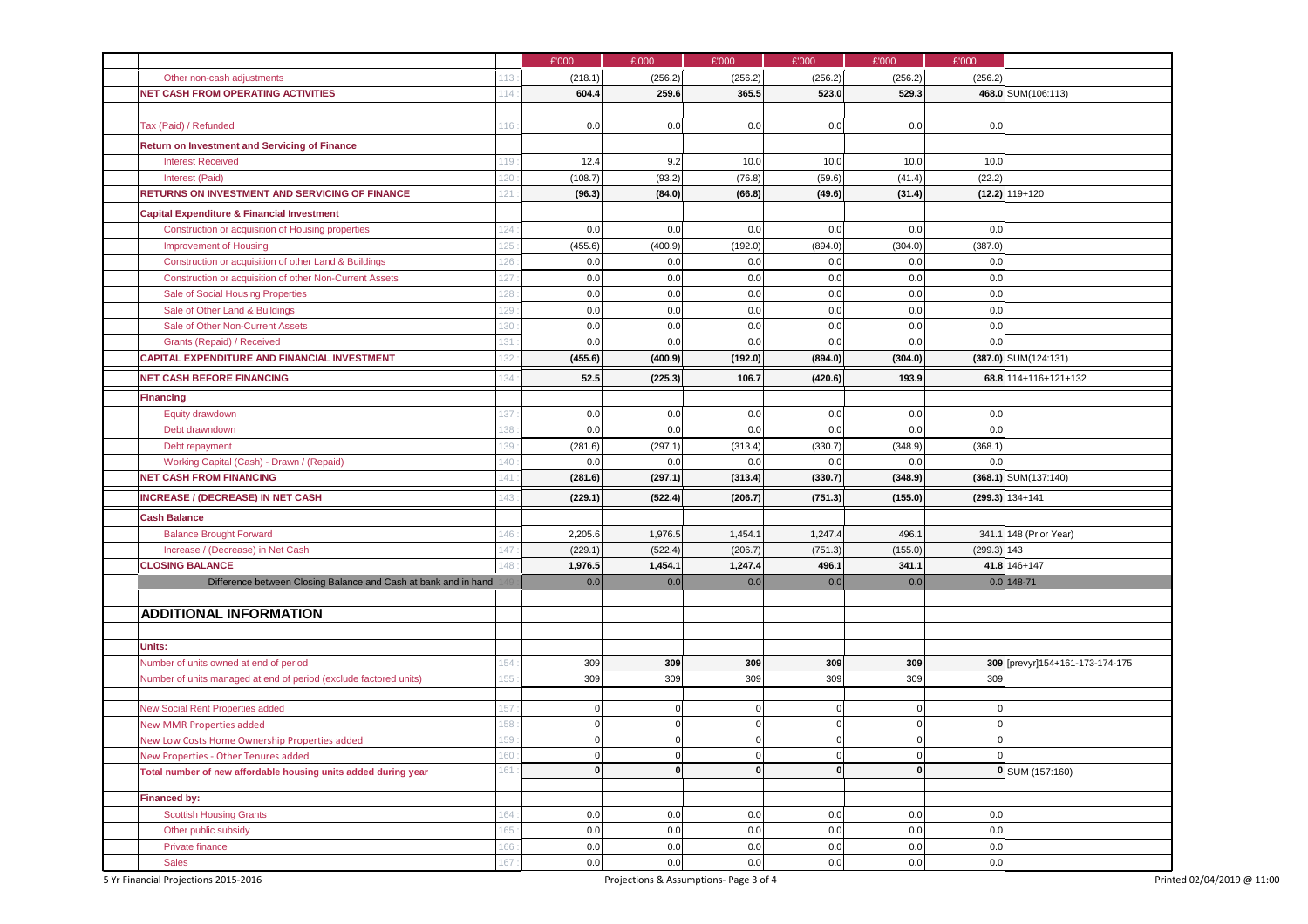| | | £'000 | £'000 | £'000 | £'000 | £'000 | £'000 | |
|---|---|---|---|---|---|---|---|---|
| Other non-cash adjustments | 113 | (218.1) | (256.2) | (256.2) | (256.2) | (256.2) | (256.2) | |
| **NET CASH FROM OPERATING ACTIVITIES** | 114 | **604.4** | **259.6** | **365.5** | **523.0** | **529.3** | **468.0** | SUM(106:113) |
| | | | | | | | | |
| Tax (Paid) / Refunded | 116 | 0.0 | 0.0 | 0.0 | 0.0 | 0.0 | 0.0 | |
| **Return on Investment and Servicing of Finance** | | | | | | | | |
| Interest Received | 119 | 12.4 | 9.2 | 10.0 | 10.0 | 10.0 | 10.0 | |
| Interest (Paid) | 120 | (108.7) | (93.2) | (76.8) | (59.6) | (41.4) | (22.2) | |
| **RETURNS ON INVESTMENT AND SERVICING OF FINANCE** | 121 | **(96.3)** | **(84.0)** | **(66.8)** | **(49.6)** | **(31.4)** | **(12.2)** | 119+120 |
| **Capital Expenditure & Financial Investment** | | | | | | | | |
| Construction or acquisition of Housing properties | 124 | 0.0 | 0.0 | 0.0 | 0.0 | 0.0 | 0.0 | |
| Improvement of Housing | 125 | (455.6) | (400.9) | (192.0) | (894.0) | (304.0) | (387.0) | |
| Construction or acquisition of other Land & Buildings | 126 | 0.0 | 0.0 | 0.0 | 0.0 | 0.0 | 0.0 | |
| Construction or acquisition of other Non-Current Assets | 127 | 0.0 | 0.0 | 0.0 | 0.0 | 0.0 | 0.0 | |
| Sale of Social Housing Properties | 128 | 0.0 | 0.0 | 0.0 | 0.0 | 0.0 | 0.0 | |
| Sale of Other Land & Buildings | 129 | 0.0 | 0.0 | 0.0 | 0.0 | 0.0 | 0.0 | |
| Sale of Other Non-Current Assets | 130 | 0.0 | 0.0 | 0.0 | 0.0 | 0.0 | 0.0 | |
| Grants (Repaid) / Received | 131 | 0.0 | 0.0 | 0.0 | 0.0 | 0.0 | 0.0 | |
| **CAPITAL EXPENDITURE AND FINANCIAL INVESTMENT** | 132 | **(455.6)** | **(400.9)** | **(192.0)** | **(894.0)** | **(304.0)** | **(387.0)** | SUM(124:131) |
| **NET CASH BEFORE FINANCING** | 134 | **52.5** | **(225.3)** | **106.7** | **(420.6)** | **193.9** | **68.8** | 114+116+121+132 |
| **Financing** | | | | | | | | |
| Equity drawdown | 137 | 0.0 | 0.0 | 0.0 | 0.0 | 0.0 | 0.0 | |
| Debt drawndown | 138 | 0.0 | 0.0 | 0.0 | 0.0 | 0.0 | 0.0 | |
| Debt repayment | 139 | (281.6) | (297.1) | (313.4) | (330.7) | (348.9) | (368.1) | |
| Working Capital (Cash) - Drawn / (Repaid) | 140 | 0.0 | 0.0 | 0.0 | 0.0 | 0.0 | 0.0 | |
| **NET CASH FROM FINANCING** | 141 | **(281.6)** | **(297.1)** | **(313.4)** | **(330.7)** | **(348.9)** | **(368.1)** | SUM(137:140) |
| **INCREASE / (DECREASE) IN NET CASH** | 143 | **(229.1)** | **(522.4)** | **(206.7)** | **(751.3)** | **(155.0)** | **(299.3)** | 134+141 |
| **Cash Balance** | | | | | | | | |
| Balance Brought Forward | 146 | 2,205.6 | 1,976.5 | 1,454.1 | 1,247.4 | 496.1 | 341.1 | 148 (Prior Year) |
| Increase / (Decrease) in Net Cash | 147 | (229.1) | (522.4) | (206.7) | (751.3) | (155.0) | (299.3) | 143 |
| **CLOSING BALANCE** | 148 | **1,976.5** | **1,454.1** | **1,247.4** | **496.1** | **341.1** | **41.8** | 146+147 |
| Difference between Closing Balance and Cash at bank and in hand | 149 | 0.0 | 0.0 | 0.0 | 0.0 | 0.0 | 0.0 | 148-71 |
| | | | | | | | | |
| **ADDITIONAL INFORMATION** | | | | | | | | |
| | | | | | | | | |
| **Units:** | | | | | | | | |
| Number of units owned at end of period | 154 | 309 | **309** | **309** | **309** | **309** | **309** | [prevyr]154+161-173-174-175 |
| Number of units managed at end of period (exclude factored units) | 155 | 309 | 309 | 309 | 309 | 309 | 309 | |
| | | | | | | | | |
| New Social Rent Properties added | 157 | 0 | 0 | 0 | 0 | 0 | 0 | |
| New MMR Properties added | 158 | 0 | 0 | 0 | 0 | 0 | 0 | |
| New Low Costs Home Ownership Properties added | 159 | 0 | 0 | 0 | 0 | 0 | 0 | |
| New Properties - Other Tenures added | 160 | 0 | 0 | 0 | 0 | 0 | 0 | |
| **Total number of new affordable housing units added during year** | 161 | **0** | **0** | **0** | **0** | **0** | **0** | SUM (157:160) |
| | | | | | | | | |
| **Financed by:** | | | | | | | | |
| Scottish Housing Grants | 164 | 0.0 | 0.0 | 0.0 | 0.0 | 0.0 | 0.0 | |
| Other public subsidy | 165 | 0.0 | 0.0 | 0.0 | 0.0 | 0.0 | 0.0 | |
| Private finance | 166 | 0.0 | 0.0 | 0.0 | 0.0 | 0.0 | 0.0 | |
| Sales | 167 | 0.0 | 0.0 | 0.0 | 0.0 | 0.0 | 0.0 | |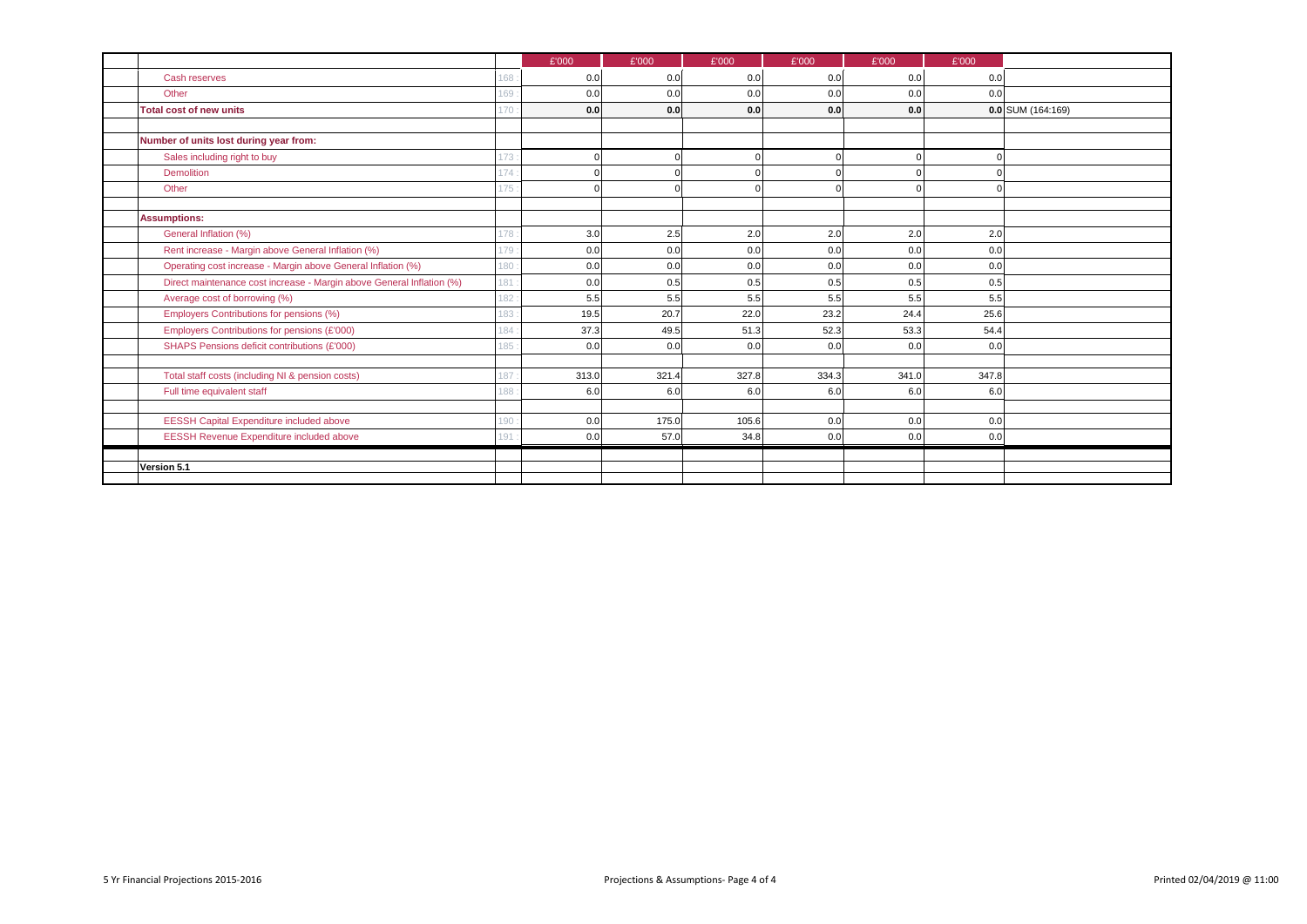| | | £'000 | £'000 | £'000 | £'000 | £'000 | £'000 | |
|---|---|---|---|---|---|---|---|---|
| Cash reserves | 168 | 0.0 | 0.0 | 0.0 | 0.0 | 0.0 | 0.0 | |
| Other | 169 | 0.0 | 0.0 | 0.0 | 0.0 | 0.0 | 0.0 | |
| **Total cost of new units** | 170 | **0.0** | **0.0** | **0.0** | **0.0** | **0.0** | **0.0** | SUM (164:169) |
| | | | | | | | | |
| **Number of units lost during year from:** | | | | | | | | |
| Sales including right to buy | 173 | 0 | 0 | 0 | 0 | 0 | 0 | |
| Demolition | 174 | 0 | 0 | 0 | 0 | 0 | 0 | |
| Other | 175 | 0 | 0 | 0 | 0 | 0 | 0 | |
| | | | | | | | | |
| **Assumptions:** | | | | | | | | |
| General Inflation (%) | 178 | 3.0 | 2.5 | 2.0 | 2.0 | 2.0 | 2.0 | |
| Rent increase - Margin above General Inflation (%) | 179 | 0.0 | 0.0 | 0.0 | 0.0 | 0.0 | 0.0 | |
| Operating cost increase - Margin above General Inflation (%) | 180 | 0.0 | 0.0 | 0.0 | 0.0 | 0.0 | 0.0 | |
| Direct maintenance cost increase - Margin above General Inflation (%) | 181 | 0.0 | 0.5 | 0.5 | 0.5 | 0.5 | 0.5 | |
| Average cost of borrowing (%) | 182 | 5.5 | 5.5 | 5.5 | 5.5 | 5.5 | 5.5 | |
| Employers Contributions for pensions (%) | 183 | 19.5 | 20.7 | 22.0 | 23.2 | 24.4 | 25.6 | |
| Employers Contributions for pensions (£'000) | 184 | 37.3 | 49.5 | 51.3 | 52.3 | 53.3 | 54.4 | |
| SHAPS Pensions deficit contributions (£'000) | 185 | 0.0 | 0.0 | 0.0 | 0.0 | 0.0 | 0.0 | |
| | | | | | | | | |
| Total staff costs (including NI & pension costs) | 187 | 313.0 | 321.4 | 327.8 | 334.3 | 341.0 | 347.8 | |
| Full time equivalent staff | 188 | 6.0 | 6.0 | 6.0 | 6.0 | 6.0 | 6.0 | |
| | | | | | | | | |
| EESSH Capital Expenditure included above | 190 | 0.0 | 175.0 | 105.6 | 0.0 | 0.0 | 0.0 | |
| EESSH Revenue Expenditure included above | 191 | 0.0 | 57.0 | 34.8 | 0.0 | 0.0 | 0.0 | |
| | | | | | | | | |
| **Version 5.1** | | | | | | | | |

5 Yr Financial Projections 2015-2016

Projections & Assumptions- Page 4 of 4

Printed 02/04/2019 @ 11:00